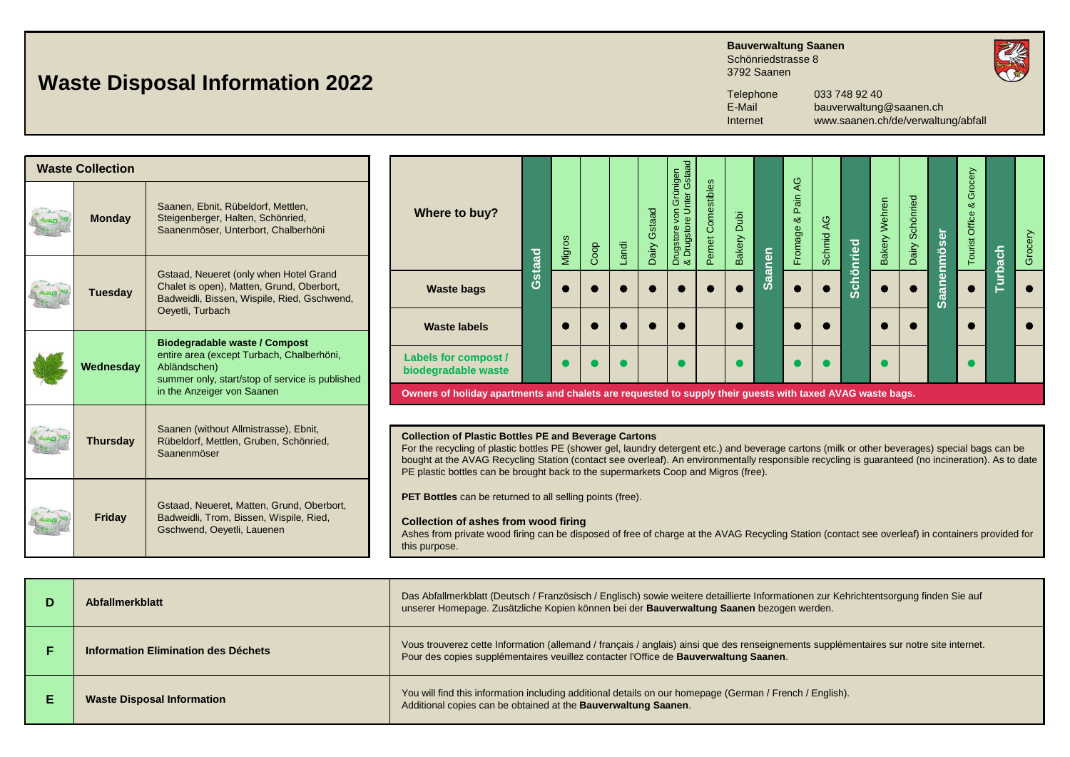# Waste Disposal Information 2022

**Bauverwaltung Saanen**
Schönriedstrasse 8
3792 Saanen

Telephone 033 748 92 40
E-Mail bauverwaltung@saanen.ch
Internet www.saanen.ch/de/verwaltung/abfall

## Waste Collection

| | | |
|---|---|---|
| | **Monday** | Saanen, Ebnit, Rübeldorf, Mettlen, Steigenberger, Halten, Schönried, Saanenmöser, Unterbort, Chalberhöni |
| | **Tuesday** | Gstaad, Neueret (only when Hotel Grand Chalet is open), Matten, Grund, Oberbort, Badweidli, Bissen, Wispile, Ried, Gschwend, Oeyetli, Turbach |
| | **Wednesday** | **Biodegradable waste / Compost** entire area (except Turbach, Chalberhöni, Abländschen) summer only, start/stop of service is published in the Anzeiger von Saanen |
| | **Thursday** | Saanen (without Allmistrasse), Ebnit, Rübeldorf, Mettlen, Gruben, Schönried, Saanenmöser |
| | **Friday** | Gstaad, Neueret, Matten, Grund, Oberbort, Badweidli, Trom, Bissen, Wispile, Ried, Gschwend, Oeyetli, Lauenen |

| Where to buy? | **Gstaad** | Migros | Coop | Landi | Dairy Gstaad | Drugstore von Grünigen & Drugstore Unter Gstaad | Pernet Comestibles | Bakery Dubi | **Saanen** | Fromage & Pain AG | Schmid AG | **Schönried** | Bakery Wehren | Dairy Schönried | **Saanenmöser** | Tourist Office & Grocery | **Turbach** | Grocery |
|---|---|---|---|---|---|---|---|---|---|---|---|---|---|---|---|---|---|---|
| **Waste bags** | | ● | ● | ● | ● | ● | ● | ● | | ● | ● | | ● | ● | | ● | | ● |
| **Waste labels** | | ● | ● | ● | ● | ● | | ● | | ● | ● | | ● | ● | | ● | | ● |
| **Labels for compost / biodegradable waste** | | ● | ● | ● | | ● | | ● | | ● | ● | | ● | | | ● | | |

**Owners of holiday apartments and chalets are requested to supply their guests with taxed AVAG waste bags.**

**Collection of Plastic Bottles PE and Beverage Cartons**
For the recycling of plastic bottles PE (shower gel, laundry detergent etc.) and beverage cartons (milk or other beverages) special bags can be bought at the AVAG Recycling Station (contact see overleaf). An environmentally responsible recycling is guaranteed (no incineration). As to date PE plastic bottles can be brought back to the supermarkets Coop and Migros (free).

**PET Bottles** can be returned to all selling points (free).

**Collection of ashes from wood firing**
Ashes from private wood firing can be disposed of free of charge at the AVAG Recycling Station (contact see overleaf) in containers provided for this purpose.

| | | |
|---|---|---|
| **D** | **Abfallmerkblatt** | Das Abfallmerkblatt (Deutsch / Französisch / Englisch) sowie weitere detaillierte Informationen zur Kehrichtentsorgung finden Sie auf unserer Homepage. Zusätzliche Kopien können bei der **Bauverwaltung Saanen** bezogen werden. |
| **F** | **Information Elimination des Déchets** | Vous trouverez cette Information (allemand / français / anglais) ainsi que des renseignements supplémentaires sur notre site internet. Pour des copies supplémentaires veuillez contacter l'Office de **Bauverwaltung Saanen**. |
| **E** | **Waste Disposal Information** | You will find this information including additional details on our homepage (German / French / English). Additional copies can be obtained at the **Bauverwaltung Saanen**. |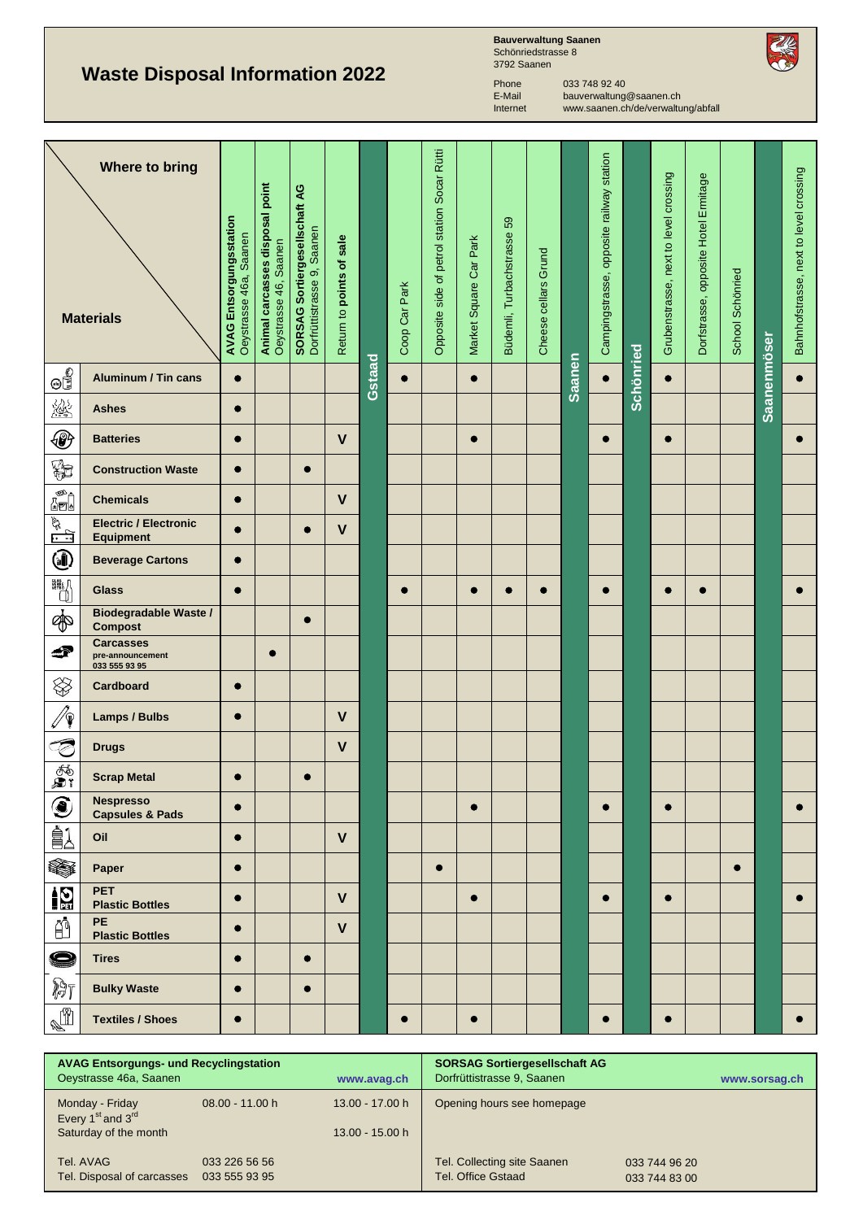# Waste Disposal Information 2022

**Bauverwaltung Saanen**
Schönriedstrasse 8
3792 Saanen

Phone 033 748 92 40
E-Mail bauverwaltung@saanen.ch
Internet www.saanen.ch/de/verwaltung/abfall

| Where to bring / Materials | **AVAG Entsorgungsstation** Oeystrasse 46a, Saanen | **Animal carcasses disposal point** Oeystrasse 46, Saanen | **SORSAG Sortiergesellschaft AG** Dorfrüttistrasse 9, Saanen | Return to **points of sale** | **Gstaad** | Coop Car Park | Opposite side of petrol station Socar Rütti | Market Square Car Park | Büdemli, Turbachstrasse 59 | Cheese cellars Grund | **Saanen** | Campingstrasse, opposite railway station | **Schönried** | Grubenstrasse, next to level crossing | Dorfstrasse, opposite Hotel Ermitage | School Schönried | **Saanenmöser** | Bahnhofstrasse, next to level crossing |
|---|---|---|---|---|---|---|---|---|---|---|---|---|---|---|---|---|---|---|
| **Aluminum / Tin cans** | ● | | | | | ● | | ● | | | | ● | | ● | | | | ● |
| **Ashes** | ● | | | | | | | | | | | | | | | | | |
| **Batteries** | ● | | | V | | | | ● | | | | ● | | ● | | | | ● |
| **Construction Waste** | ● | | ● | | | | | | | | | | | | | | | |
| **Chemicals** | ● | | | V | | | | | | | | | | | | | | |
| **Electric / Electronic Equipment** | ● | | ● | V | | | | | | | | | | | | | | |
| **Beverage Cartons** | ● | | | | | | | | | | | | | | | | | |
| **Glass** | ● | | | | | ● | | ● | ● | ● | | ● | | ● | ● | | | ● |
| **Biodegradable Waste / Compost** | | | ● | | | | | | | | | | | | | | | |
| **Carcasses** pre-announcement 033 555 93 95 | | ● | | | | | | | | | | | | | | | | |
| **Cardboard** | ● | | | | | | | | | | | | | | | | | |
| **Lamps / Bulbs** | ● | | | V | | | | | | | | | | | | | | |
| **Drugs** | | | | V | | | | | | | | | | | | | | |
| **Scrap Metal** | ● | | ● | | | | | | | | | | | | | | | |
| **Nespresso Capsules & Pads** | ● | | | | | | | ● | | | | ● | | ● | | | | ● |
| **Oil** | ● | | | V | | | | | | | | | | | | | | |
| **Paper** | ● | | | | | | ● | | | | | | | | | ● | | |
| **PET Plastic Bottles** | ● | | | V | | | | ● | | | | ● | | ● | | | | ● |
| **PE Plastic Bottles** | ● | | | V | | | | | | | | | | | | | | |
| **Tires** | ● | | ● | | | | | | | | | | | | | | | |
| **Bulky Waste** | ● | | ● | | | | | | | | | | | | | | | |
| **Textiles / Shoes** | ● | | | | | ● | | ● | | | | ● | | ● | | | | ● |

**AVAG Entsorgungs- und Recyclingstation**
Oeystrasse 46a, Saanen — www.avag.ch

| | | |
|---|---|---|
| Monday - Friday | 08.00 - 11.00 h | 13.00 - 17.00 h |
| Every 1st and 3rd Saturday of the month | | 13.00 - 15.00 h |
| Tel. AVAG | 033 226 56 56 | |
| Tel. Disposal of carcasses | 033 555 93 95 | |

**SORSAG Sortiergesellschaft AG**
Dorfrüttistrasse 9, Saanen — www.sorsag.ch

Opening hours see homepage

| | |
|---|---|
| Tel. Collecting site Saanen | 033 744 96 20 |
| Tel. Office Gstaad | 033 744 83 00 |